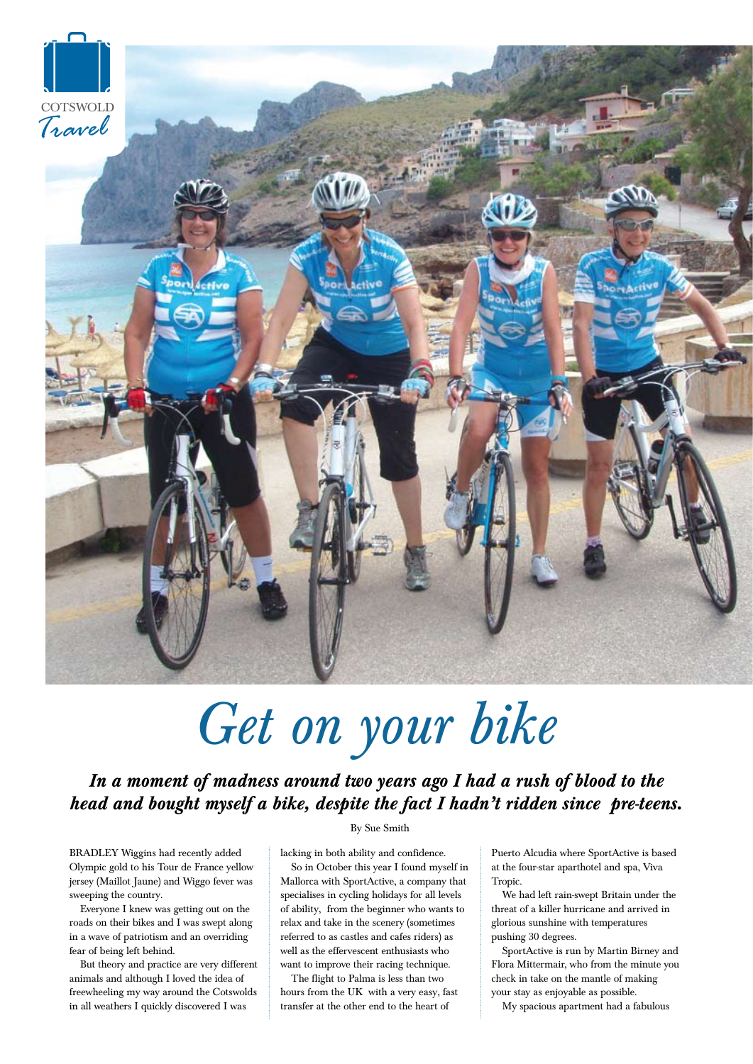# Get on your bike

***In a moment of madness around two years ago I had a rush of blood to the head and bought myself a bike, despite the fact I hadn't ridden since pre-teens.***

By Sue Smith

BRADLEY Wiggins had recently added Olympic gold to his Tour de France yellow jersey (Maillot Jaune) and Wiggo fever was sweeping the country.

Everyone I knew was getting out on the roads on their bikes and I was swept along in a wave of patriotism and an overriding fear of being left behind.

But theory and practice are very different animals and although I loved the idea of freewheeling my way around the Cotswolds in all weathers I quickly discovered I was lacking in both ability and confidence.

So in October this year I found myself in Mallorca with SportActive, a company that specialises in cycling holidays for all levels of ability, from the beginner who wants to relax and take in the scenery (sometimes referred to as castles and cafes riders) as well as the effervescent enthusiasts who want to improve their racing technique.

The flight to Palma is less than two hours from the UK with a very easy, fast transfer at the other end to the heart of Puerto Alcudia where SportActive is based at the four-star aparthotel and spa, Viva Tropic.

We had left rain-swept Britain under the threat of a killer hurricane and arrived in glorious sunshine with temperatures pushing 30 degrees.

SportActive is run by Martin Birney and Flora Mittermair, who from the minute you check in take on the mantle of making your stay as enjoyable as possible.

My spacious apartment had a fabulous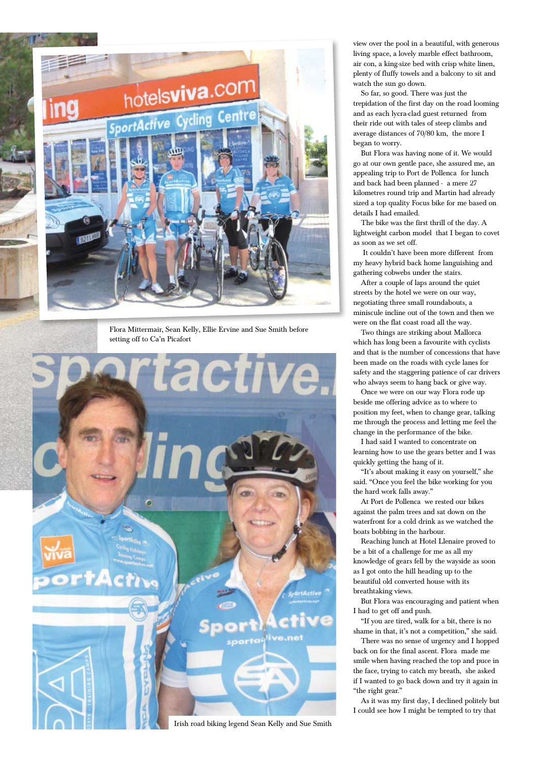Flora Mittermair, Sean Kelly, Ellie Ervine and Sue Smith before setting off to Ca'n Picafort

Irish road biking legend Sean Kelly and Sue Smith

view over the pool in a beautiful, with generous living space, a lovely marble effect bathroom, air con, a king-size bed with crisp white linen, plenty of fluffy towels and a balcony to sit and watch the sun go down.

So far, so good. There was just the trepidation of the first day on the road looming and as each lycra-clad guest returned from their ride out with tales of steep climbs and average distances of 70/80 km, the more I began to worry.

But Flora was having none of it. We would go at our own gentle pace, she assured me, an appealing trip to Port de Pollenca for lunch and back had been planned - a mere 27 kilometres round trip and Martin had already sized a top quality Focus bike for me based on details I had emailed.

The bike was the first thrill of the day. A lightweight carbon model that I began to covet as soon as we set off.

It couldn't have been more different from my heavy hybrid back home languishing and gathering cobwebs under the stairs.

After a couple of laps around the quiet streets by the hotel we were on our way, negotiating three small roundabouts, a miniscule incline out of the town and then we were on the flat coast road all the way.

Two things are striking about Mallorca which has long been a favourite with cyclists and that is the number of concessions that have been made on the roads with cycle lanes for safety and the staggering patience of car drivers who always seem to hang back or give way.

Once we were on our way Flora rode up beside me offering advice as to where to position my feet, when to change gear, talking me through the process and letting me feel the change in the performance of the bike.

I had said I wanted to concentrate on learning how to use the gears better and I was quickly getting the hang of it.

"It's about making it easy on yourself," she said. "Once you feel the bike working for you the hard work falls away."

At Port de Pollenca we rested our bikes against the palm trees and sat down on the waterfront for a cold drink as we watched the boats bobbing in the harbour.

Reaching lunch at Hotel Llenaire proved to be a bit of a challenge for me as all my knowledge of gears fell by the wayside as soon as I got onto the hill heading up to the beautiful old converted house with its breathtaking views.

But Flora was encouraging and patient when I had to get off and push.

"If you are tired, walk for a bit, there is no shame in that, it's not a competition," she said.

There was no sense of urgency and I hopped back on for the final ascent. Flora made me smile when having reached the top and puce in the face, trying to catch my breath, she asked if I wanted to go back down and try it again in "the right gear."

As it was my first day, I declined politely but I could see how I might be tempted to try that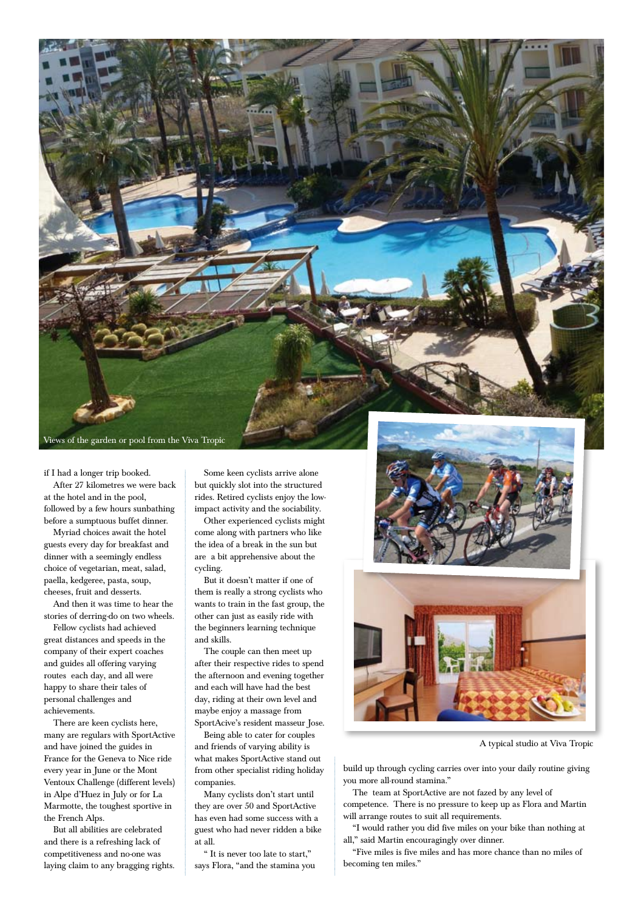Views of the garden or pool from the Viva Tropic

if I had a longer trip booked.

After 27 kilometres we were back at the hotel and in the pool, followed by a few hours sunbathing before a sumptuous buffet dinner.

Myriad choices await the hotel guests every day for breakfast and dinner with a seemingly endless choice of vegetarian, meat, salad, paella, kedgeree, pasta, soup, cheeses, fruit and desserts.

And then it was time to hear the stories of derring-do on two wheels.

Fellow cyclists had achieved great distances and speeds in the company of their expert coaches and guides all offering varying routes each day, and all were happy to share their tales of personal challenges and achievements.

There are keen cyclists here, many are regulars with SportActive and have joined the guides in France for the Geneva to Nice ride every year in June or the Mont Ventoux Challenge (different levels) in Alpe d'Huez in July or for La Marmotte, the toughest sportive in the French Alps.

But all abilities are celebrated and there is a refreshing lack of competitiveness and no-one was laying claim to any bragging rights.

Some keen cyclists arrive alone but quickly slot into the structured rides. Retired cyclists enjoy the low-impact activity and the sociability.

Other experienced cyclists might come along with partners who like the idea of a break in the sun but are a bit apprehensive about the cycling.

But it doesn't matter if one of them is really a strong cyclists who wants to train in the fast group, the other can just as easily ride with the beginners learning technique and skills.

The couple can then meet up after their respective rides to spend the afternoon and evening together and each will have had the best day, riding at their own level and maybe enjoy a massage from SportAcive's resident masseur Jose.

Being able to cater for couples and friends of varying ability is what makes SportActive stand out from other specialist riding holiday companies.

Many cyclists don't start until they are over 50 and SportActive has even had some success with a guest who had never ridden a bike at all.

" It is never too late to start," says Flora, "and the stamina you build up through cycling carries over into your daily routine giving you more all-round stamina."

The team at SportActive are not fazed by any level of competence. There is no pressure to keep up as Flora and Martin will arrange routes to suit all requirements.

"I would rather you did five miles on your bike than nothing at all," said Martin encouragingly over dinner.

"Five miles is five miles and has more chance than no miles of becoming ten miles."

A typical studio at Viva Tropic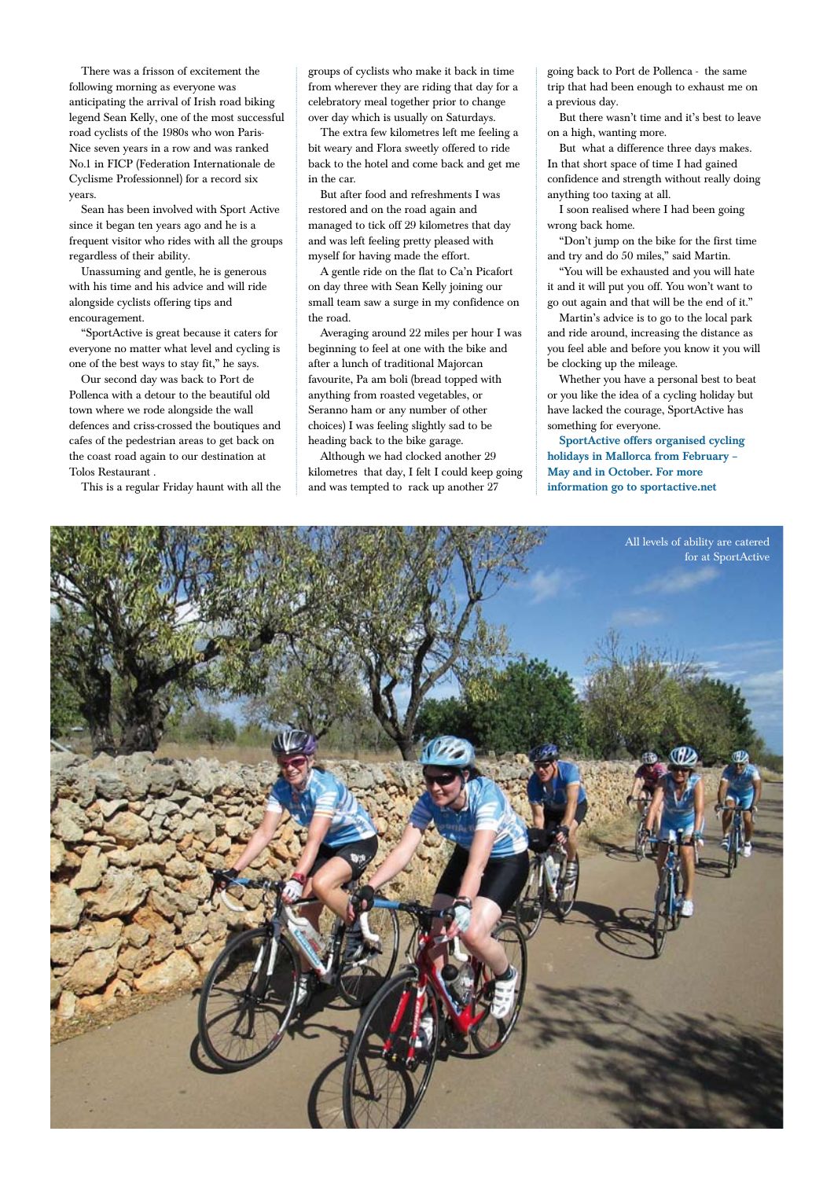There was a frisson of excitement the following morning as everyone was anticipating the arrival of Irish road biking legend Sean Kelly, one of the most successful road cyclists of the 1980s who won Paris-Nice seven years in a row and was ranked No.1 in FICP (Federation Internationale de Cyclisme Professionnel) for a record six years.

Sean has been involved with Sport Active since it began ten years ago and he is a frequent visitor who rides with all the groups regardless of their ability.

Unassuming and gentle, he is generous with his time and his advice and will ride alongside cyclists offering tips and encouragement.

"SportActive is great because it caters for everyone no matter what level and cycling is one of the best ways to stay fit," he says.

Our second day was back to Port de Pollenca with a detour to the beautiful old town where we rode alongside the wall defences and criss-crossed the boutiques and cafes of the pedestrian areas to get back on the coast road again to our destination at Tolos Restaurant .

This is a regular Friday haunt with all the groups of cyclists who make it back in time from wherever they are riding that day for a celebratory meal together prior to change over day which is usually on Saturdays.

The extra few kilometres left me feeling a bit weary and Flora sweetly offered to ride back to the hotel and come back and get me in the car.

But after food and refreshments I was restored and on the road again and managed to tick off 29 kilometres that day and was left feeling pretty pleased with myself for having made the effort.

A gentle ride on the flat to Ca'n Picafort on day three with Sean Kelly joining our small team saw a surge in my confidence on the road.

Averaging around 22 miles per hour I was beginning to feel at one with the bike and after a lunch of traditional Majorcan favourite, Pa am boli (bread topped with anything from roasted vegetables, or Seranno ham or any number of other choices) I was feeling slightly sad to be heading back to the bike garage.

Although we had clocked another 29 kilometres that day, I felt I could keep going and was tempted to rack up another 27 going back to Port de Pollenca - the same trip that had been enough to exhaust me on a previous day.

But there wasn't time and it's best to leave on a high, wanting more.

But what a difference three days makes. In that short space of time I had gained confidence and strength without really doing anything too taxing at all.

I soon realised where I had been going wrong back home.

"Don't jump on the bike for the first time and try and do 50 miles," said Martin.

"You will be exhausted and you will hate it and it will put you off. You won't want to go out again and that will be the end of it."

Martin's advice is to go to the local park and ride around, increasing the distance as you feel able and before you know it you will be clocking up the mileage.

Whether you have a personal best to beat or you like the idea of a cycling holiday but have lacked the courage, SportActive has something for everyone.

**SportActive offers organised cycling holidays in Mallorca from February – May and in October. For more information go to sportactive.net**

All levels of ability are catered for at SportActive